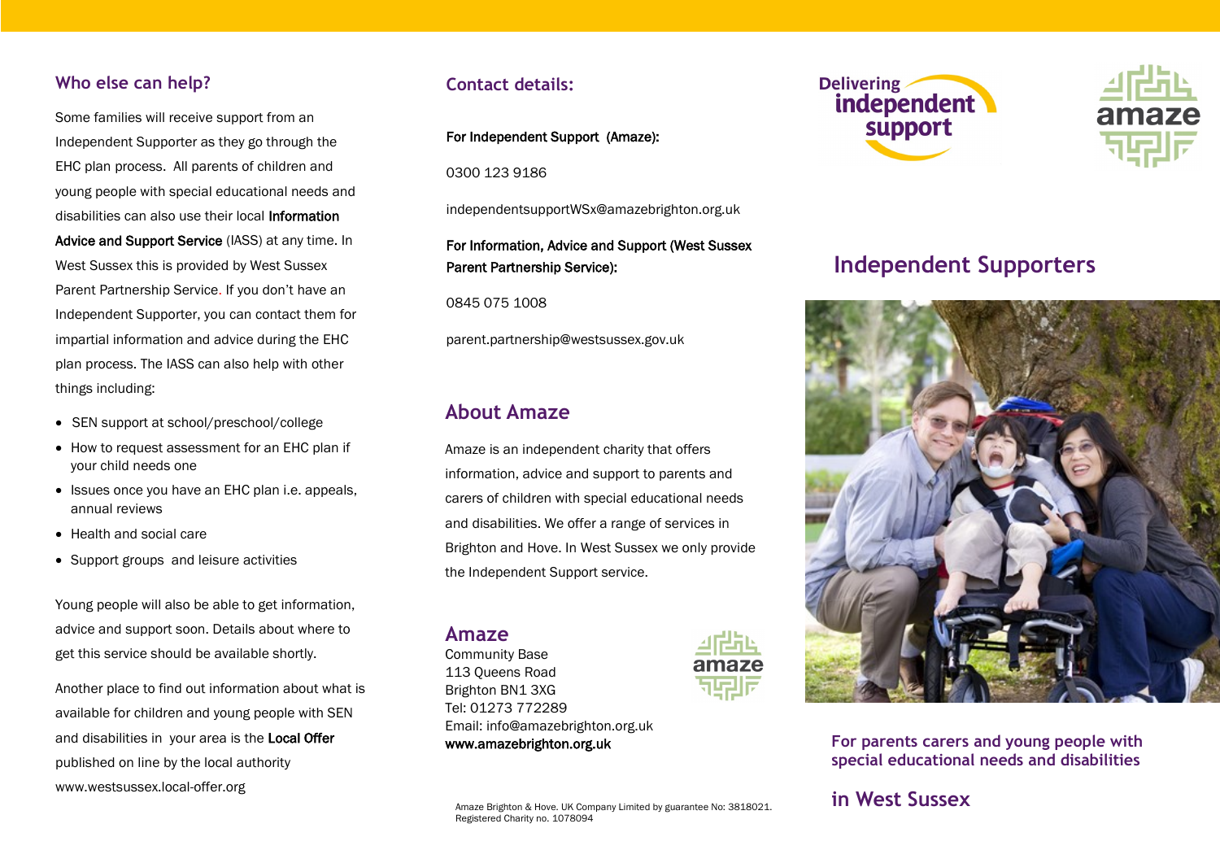## Who else can help?

Some families will receive support from an Independent Supporter as they go through the EHC plan process. All parents of children and young people with special educational needs and disabilities can also use their local **Information Advice and Support Service** (IASS) at any time. In West Sussex this is provided by West Sussex Parent Partnership Service. If you don't have an Independent Supporter, you can contact them for impartial information and advice during the EHC plan process. The IASS can also help with other things including:

- SEN support at school/preschool/college
- How to request assessment for an EHC plan if your child needs one
- Issues once you have an EHC plan i.e. appeals, annual reviews
- Health and social care
- Support groups and leisure activities

Young people will also be able to get information, advice and support soon. Details about where to get this service should be available shortly.

Another place to find out information about what is available for children and young people with SEN and disabilities in your area is the **Local Offer** published on line by the local authority www.westsussex.local-offer.org

## Contact details:

**For Independent Support (Amaze):**

0300 123 9186

independentsupportWSx@amazebrighton.org.uk

**For Information, Advice and Support (West Sussex Parent Partnership Service):**

0845 075 1008

parent.partnership@westsussex.gov.uk

## About Amaze

Amaze is an independent charity that offers information, advice and support to parents and carers of children with special educational needs and disabilities. We offer a range of services in Brighton and Hove. In West Sussex we only provide the Independent Support service.

## Amaze

Community Base
113 Queens Road
Brighton BN1 3XG
Tel: 01273 772289
Email: info@amazebrighton.org.uk
**www.amazebrighton.org.uk**

Amaze Brighton & Hove. UK Company Limited by guarantee No: 3818021. Registered Charity no. 1078094

Delivering **independent support**

amaze

# Independent Supporters

**For parents carers and young people with special educational needs and disabilities**

## in West Sussex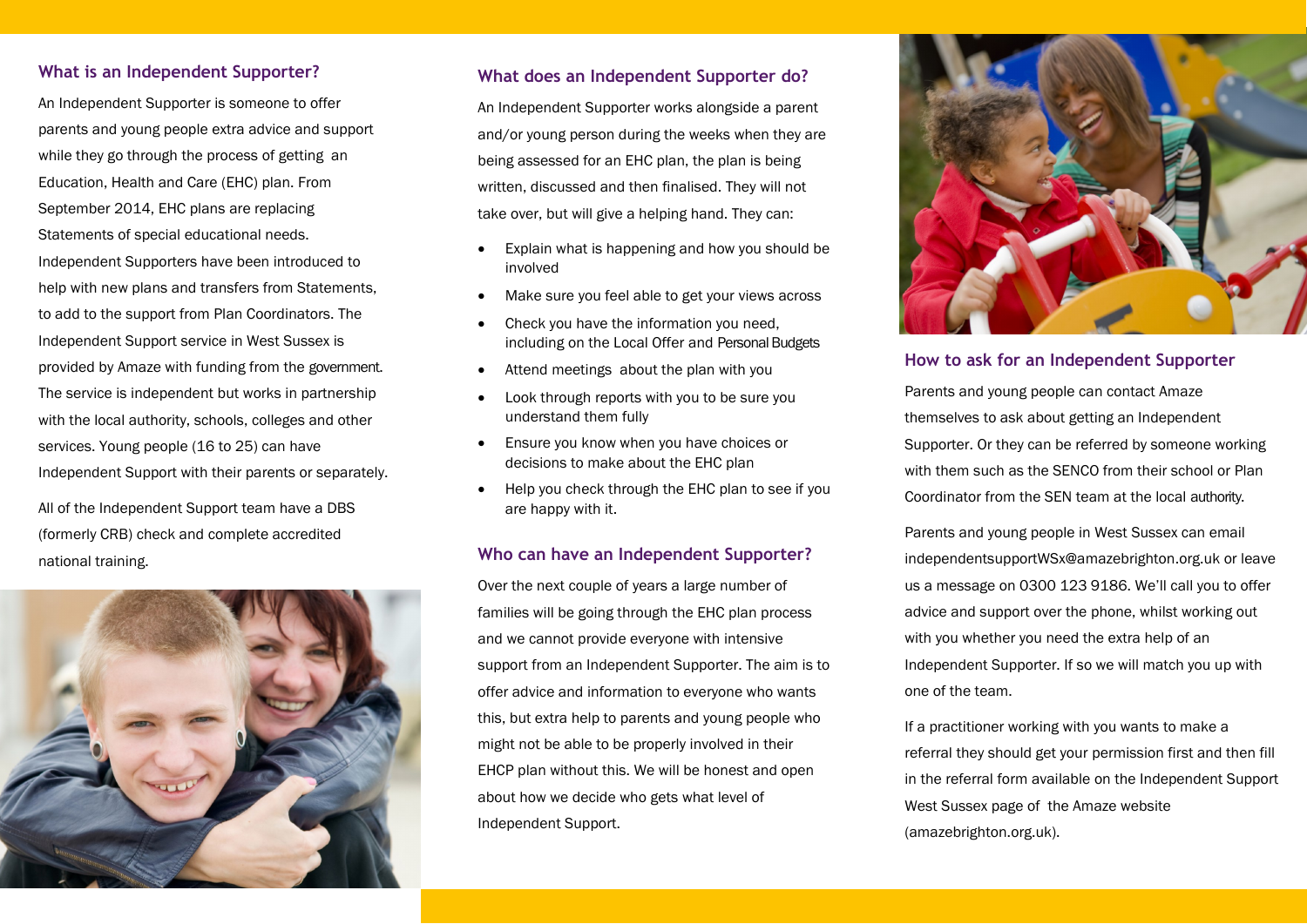## What is an Independent Supporter?

An Independent Supporter is someone to offer parents and young people extra advice and support while they go through the process of getting an Education, Health and Care (EHC) plan. From September 2014, EHC plans are replacing Statements of special educational needs. Independent Supporters have been introduced to help with new plans and transfers from Statements, to add to the support from Plan Coordinators. The Independent Support service in West Sussex is provided by Amaze with funding from the government. The service is independent but works in partnership with the local authority, schools, colleges and other services. Young people (16 to 25) can have Independent Support with their parents or separately.

All of the Independent Support team have a DBS (formerly CRB) check and complete accredited national training.

## What does an Independent Supporter do?

An Independent Supporter works alongside a parent and/or young person during the weeks when they are being assessed for an EHC plan, the plan is being written, discussed and then finalised. They will not take over, but will give a helping hand. They can:

- Explain what is happening and how you should be involved
- Make sure you feel able to get your views across
- Check you have the information you need, including on the Local Offer and Personal Budgets
- Attend meetings about the plan with you
- Look through reports with you to be sure you understand them fully
- Ensure you know when you have choices or decisions to make about the EHC plan
- Help you check through the EHC plan to see if you are happy with it.

## Who can have an Independent Supporter?

Over the next couple of years a large number of families will be going through the EHC plan process and we cannot provide everyone with intensive support from an Independent Supporter. The aim is to offer advice and information to everyone who wants this, but extra help to parents and young people who might not be able to be properly involved in their EHCP plan without this. We will be honest and open about how we decide who gets what level of Independent Support.

## How to ask for an Independent Supporter

Parents and young people can contact Amaze themselves to ask about getting an Independent Supporter. Or they can be referred by someone working with them such as the SENCO from their school or Plan Coordinator from the SEN team at the local authority.

Parents and young people in West Sussex can email independentsupportWSx@amazebrighton.org.uk or leave us a message on 0300 123 9186. We'll call you to offer advice and support over the phone, whilst working out with you whether you need the extra help of an Independent Supporter. If so we will match you up with one of the team.

If a practitioner working with you wants to make a referral they should get your permission first and then fill in the referral form available on the Independent Support West Sussex page of the Amaze website (amazebrighton.org.uk).